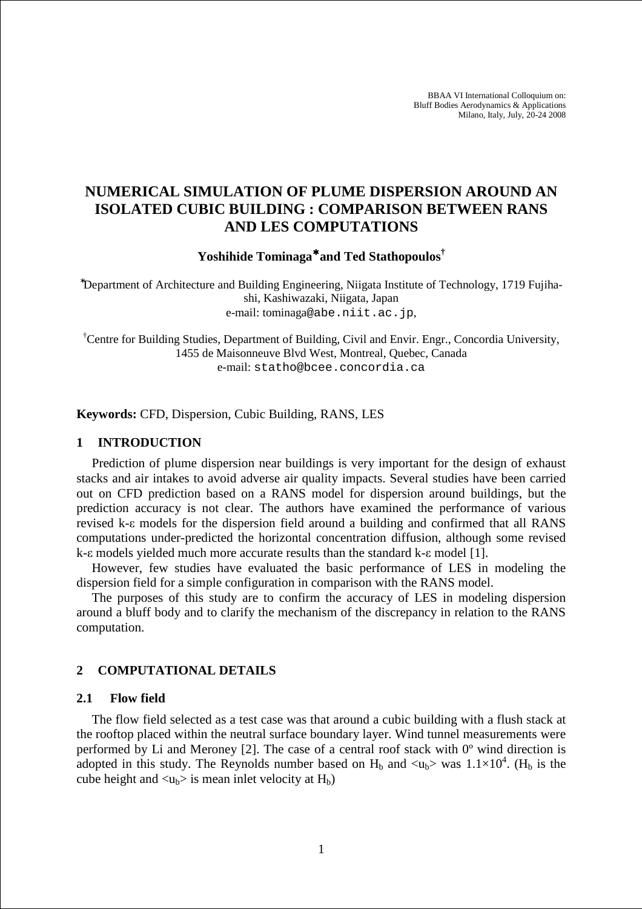BBAA VI International Colloquium on:
Bluff Bodies Aerodynamics & Applications
Milano, Italy, July, 20-24 2008

# NUMERICAL SIMULATION OF PLUME DISPERSION AROUND AN ISOLATED CUBIC BUILDING : COMPARISON BETWEEN RANS AND LES COMPUTATIONS

**Yoshihide Tominaga[*] and Ted Stathopoulos[†]**

[*]Department of Architecture and Building Engineering, Niigata Institute of Technology, 1719 Fujihashi, Kashiwazaki, Niigata, Japan
e-mail: tominaga@abe.niit.ac.jp,

[†]Centre for Building Studies, Department of Building, Civil and Envir. Engr., Concordia University, 1455 de Maisonneuve Blvd West, Montreal, Quebec, Canada
e-mail: statho@bcee.concordia.ca

**Keywords:** CFD, Dispersion, Cubic Building, RANS, LES

## 1 INTRODUCTION

Prediction of plume dispersion near buildings is very important for the design of exhaust stacks and air intakes to avoid adverse air quality impacts. Several studies have been carried out on CFD prediction based on a RANS model for dispersion around buildings, but the prediction accuracy is not clear. The authors have examined the performance of various revised k-ε models for the dispersion field around a building and confirmed that all RANS computations under-predicted the horizontal concentration diffusion, although some revised k-ε models yielded much more accurate results than the standard k-ε model [1].

However, few studies have evaluated the basic performance of LES in modeling the dispersion field for a simple configuration in comparison with the RANS model.

The purposes of this study are to confirm the accuracy of LES in modeling dispersion around a bluff body and to clarify the mechanism of the discrepancy in relation to the RANS computation.

## 2 COMPUTATIONAL DETAILS

### 2.1 Flow field

The flow field selected as a test case was that around a cubic building with a flush stack at the rooftop placed within the neutral surface boundary layer. Wind tunnel measurements were performed by Li and Meroney [2]. The case of a central roof stack with 0º wind direction is adopted in this study. The Reynolds number based on $H_b$ and $\langle u_b \rangle$ was $1.1\times10^4$. ($H_b$ is the cube height and $\langle u_b \rangle$ is mean inlet velocity at $H_b$)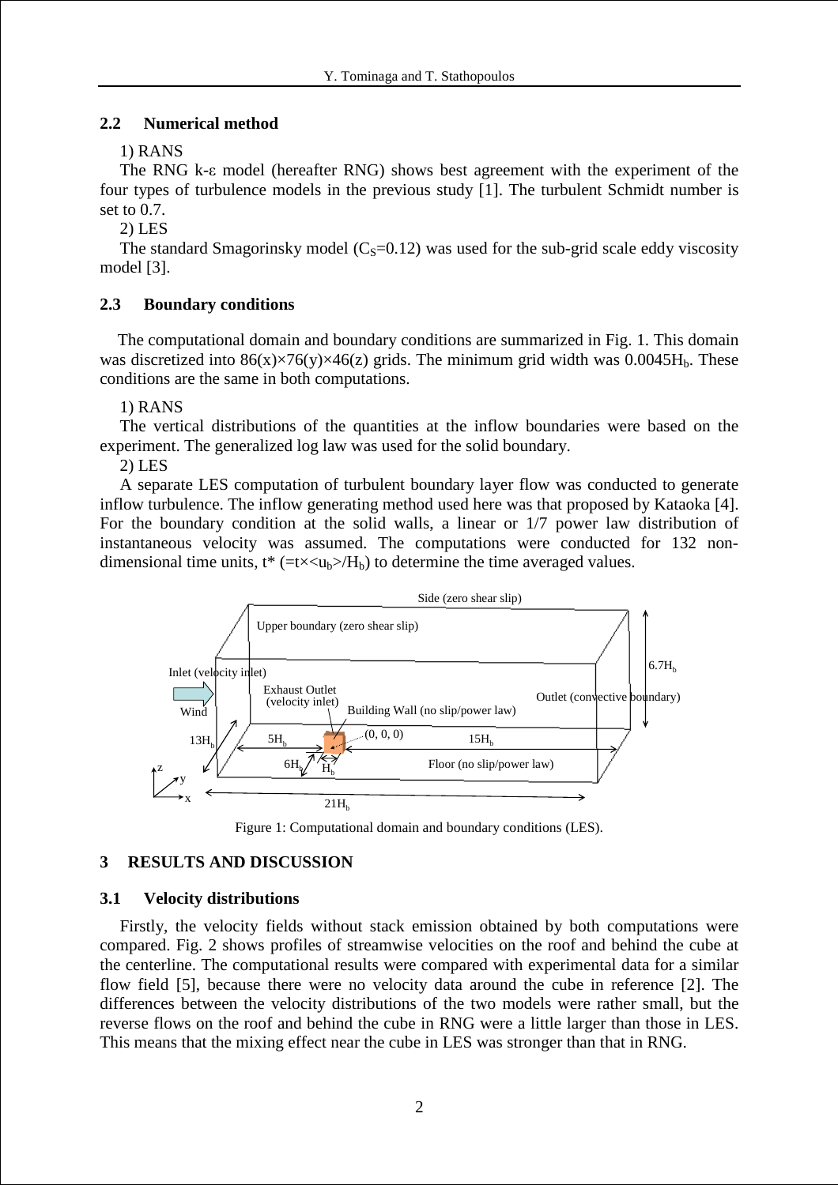### 2.2 Numerical method

1) RANS

The RNG k-ε model (hereafter RNG) shows best agreement with the experiment of the four types of turbulence models in the previous study [1]. The turbulent Schmidt number is set to 0.7.

2) LES

The standard Smagorinsky model ($C_S$=0.12) was used for the sub-grid scale eddy viscosity model [3].

### 2.3 Boundary conditions

The computational domain and boundary conditions are summarized in Fig. 1. This domain was discretized into 86(x)×76(y)×46(z) grids. The minimum grid width was $0.0045H_b$. These conditions are the same in both computations.

1) RANS

The vertical distributions of the quantities at the inflow boundaries were based on the experiment. The generalized log law was used for the solid boundary.

2) LES

A separate LES computation of turbulent boundary layer flow was conducted to generate inflow turbulence. The inflow generating method used here was that proposed by Kataoka [4]. For the boundary condition at the solid walls, a linear or 1/7 power law distribution of instantaneous velocity was assumed. The computations were conducted for 132 non-dimensional time units, $t^*$ $(=t\times\langle u_b\rangle/H_b)$ to determine the time averaged values.

Figure 1: Computational domain and boundary conditions (LES).

## 3 RESULTS AND DISCUSSION

### 3.1 Velocity distributions

Firstly, the velocity fields without stack emission obtained by both computations were compared. Fig. 2 shows profiles of streamwise velocities on the roof and behind the cube at the centerline. The computational results were compared with experimental data for a similar flow field [5], because there were no velocity data around the cube in reference [2]. The differences between the velocity distributions of the two models were rather small, but the reverse flows on the roof and behind the cube in RNG were a little larger than those in LES. This means that the mixing effect near the cube in LES was stronger than that in RNG.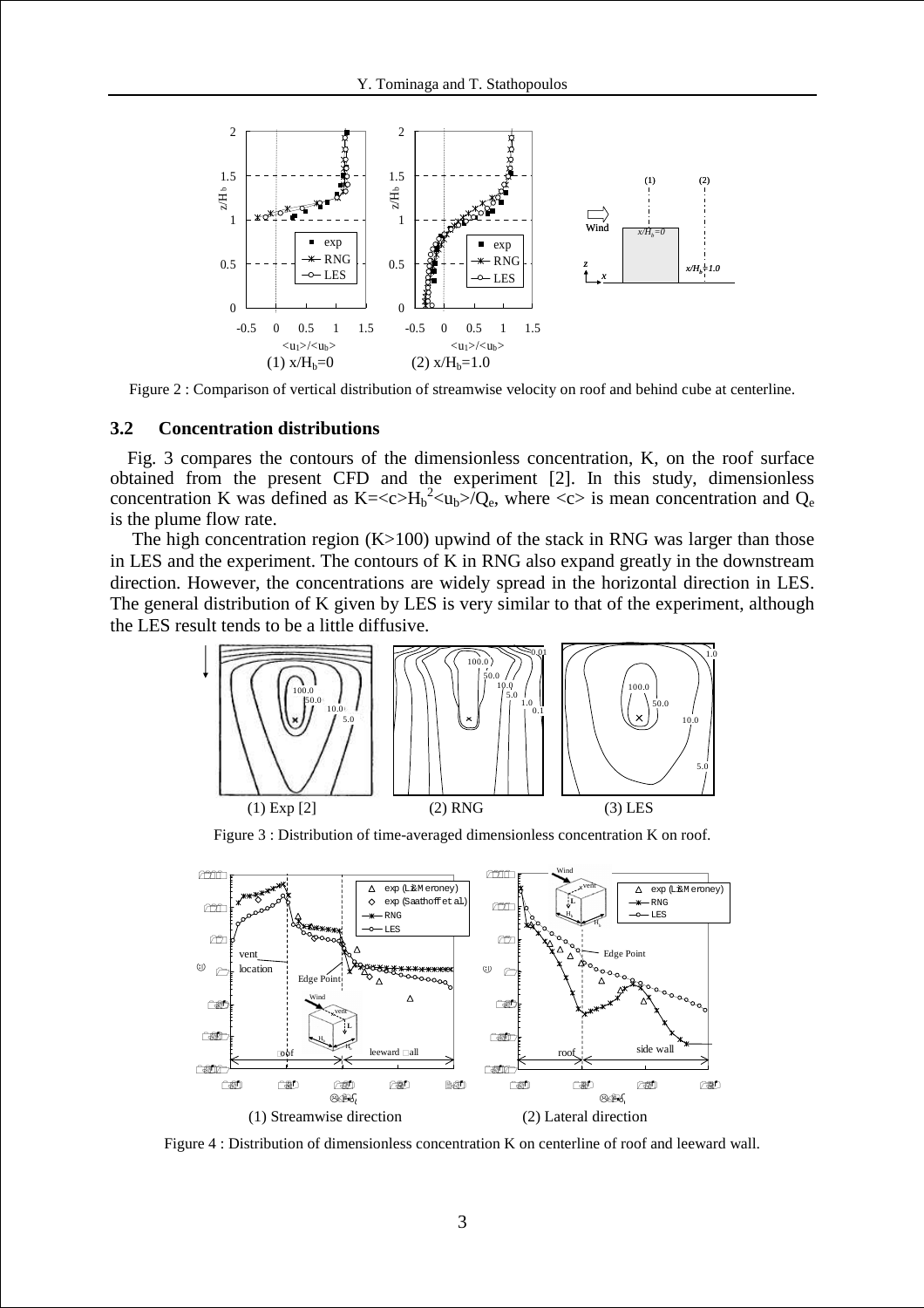Figure 2 : Comparison of vertical distribution of streamwise velocity on roof and behind cube at centerline.

### 3.2 Concentration distributions

Fig. 3 compares the contours of the dimensionless concentration, K, on the roof surface obtained from the present CFD and the experiment [2]. In this study, dimensionless concentration K was defined as $K=\langle c\rangle H_b^2\langle u_b\rangle/Q_e$, where $\langle c\rangle$ is mean concentration and $Q_e$ is the plume flow rate.

The high concentration region (K>100) upwind of the stack in RNG was larger than those in LES and the experiment. The contours of K in RNG also expand greatly in the downstream direction. However, the concentrations are widely spread in the horizontal direction in LES. The general distribution of K given by LES is very similar to that of the experiment, although the LES result tends to be a little diffusive.

Figure 3 : Distribution of time-averaged dimensionless concentration K on roof.

Figure 4 : Distribution of dimensionless concentration K on centerline of roof and leeward wall.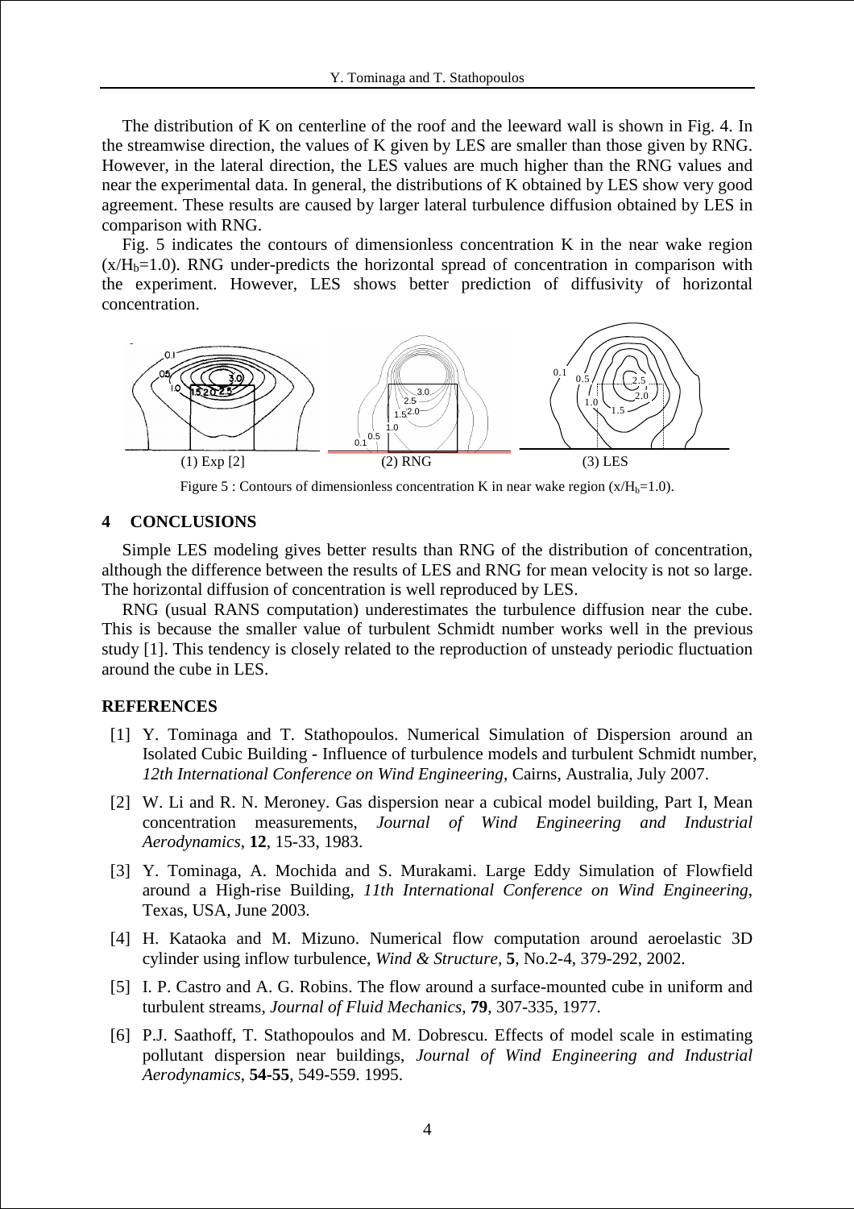The distribution of K on centerline of the roof and the leeward wall is shown in Fig. 4. In the streamwise direction, the values of K given by LES are smaller than those given by RNG. However, in the lateral direction, the LES values are much higher than the RNG values and near the experimental data. In general, the distributions of K obtained by LES show very good agreement. These results are caused by larger lateral turbulence diffusion obtained by LES in comparison with RNG.

Fig. 5 indicates the contours of dimensionless concentration K in the near wake region ($x/H_b$=1.0). RNG under-predicts the horizontal spread of concentration in comparison with the experiment. However, LES shows better prediction of diffusivity of horizontal concentration.

0.1
0.5
1.0
1.5 2.0 2.5
3.0

(1) Exp [2]

3.0
2.5
1.5 2.0
1.0
0.1 0.5

(2) RNG

0.1
0.5
1.0
1.5
2.0
2.5

(3) LES

Figure 5 : Contours of dimensionless concentration K in near wake region ($x/H_b$=1.0).

## 4 CONCLUSIONS

Simple LES modeling gives better results than RNG of the distribution of concentration, although the difference between the results of LES and RNG for mean velocity is not so large. The horizontal diffusion of concentration is well reproduced by LES.

RNG (usual RANS computation) underestimates the turbulence diffusion near the cube. This is because the smaller value of turbulent Schmidt number works well in the previous study [1]. This tendency is closely related to the reproduction of unsteady periodic fluctuation around the cube in LES.

## REFERENCES

[1] Y. Tominaga and T. Stathopoulos. Numerical Simulation of Dispersion around an Isolated Cubic Building - Influence of turbulence models and turbulent Schmidt number, *12th International Conference on Wind Engineering*, Cairns, Australia, July 2007.

[2] W. Li and R. N. Meroney. Gas dispersion near a cubical model building, Part I, Mean concentration measurements, *Journal of Wind Engineering and Industrial Aerodynamics*, **12**, 15-33, 1983.

[3] Y. Tominaga, A. Mochida and S. Murakami. Large Eddy Simulation of Flowfield around a High-rise Building, *11th International Conference on Wind Engineering*, Texas, USA, June 2003.

[4] H. Kataoka and M. Mizuno. Numerical flow computation around aeroelastic 3D cylinder using inflow turbulence, *Wind & Structure,* **5**, No.2-4, 379-292, 2002.

[5] I. P. Castro and A. G. Robins. The flow around a surface-mounted cube in uniform and turbulent streams, *Journal of Fluid Mechanics*, **79**, 307-335, 1977.

[6] P.J. Saathoff, T. Stathopoulos and M. Dobrescu. Effects of model scale in estimating pollutant dispersion near buildings, *Journal of Wind Engineering and Industrial Aerodynamics*, **54-55**, 549-559. 1995.